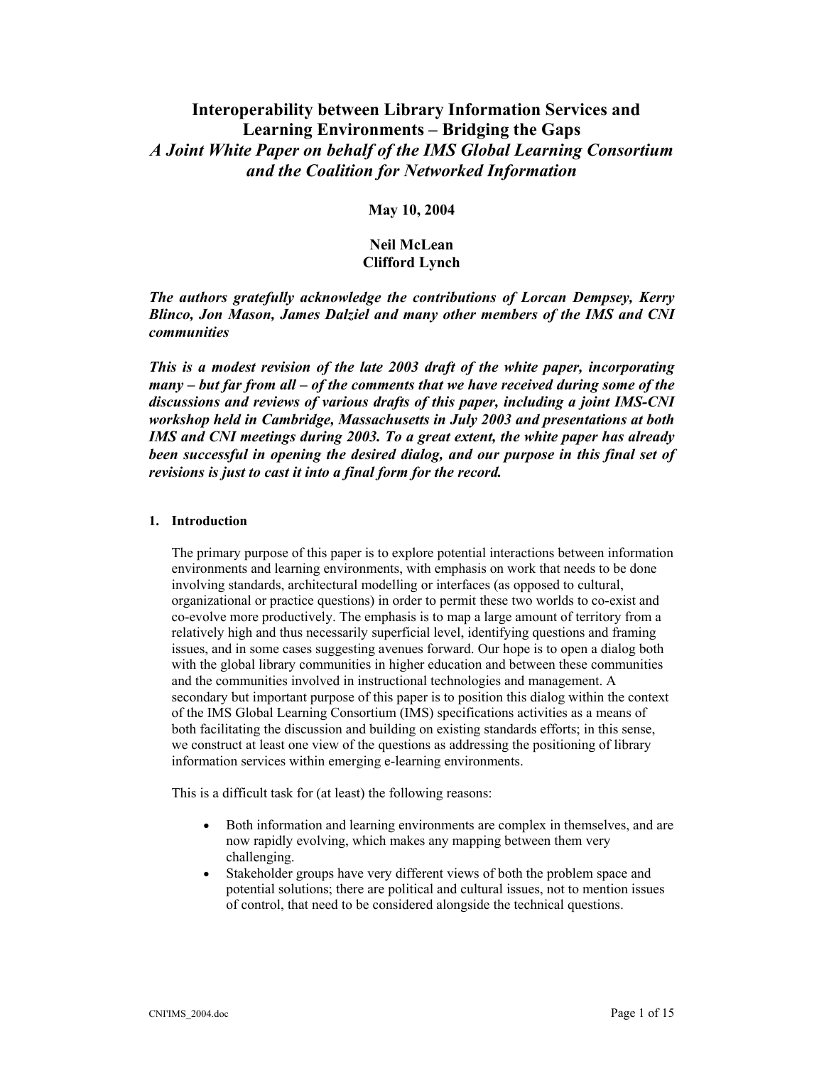# Interoperability between Library Information Services and Learning Environments – Bridging the Gaps

## *A Joint White Paper on behalf of the IMS Global Learning Consortium and the Coalition for Networked Information*

**May 10, 2004**

**Neil McLean**
**Clifford Lynch**

***The authors gratefully acknowledge the contributions of Lorcan Dempsey, Kerry Blinco, Jon Mason, James Dalziel and many other members of the IMS and CNI communities***

***This is a modest revision of the late 2003 draft of the white paper, incorporating many – but far from all – of the comments that we have received during some of the discussions and reviews of various drafts of this paper, including a joint IMS-CNI workshop held in Cambridge, Massachusetts in July 2003 and presentations at both IMS and CNI meetings during 2003. To a great extent, the white paper has already been successful in opening the desired dialog, and our purpose in this final set of revisions is just to cast it into a final form for the record.***

### 1. Introduction

The primary purpose of this paper is to explore potential interactions between information environments and learning environments, with emphasis on work that needs to be done involving standards, architectural modelling or interfaces (as opposed to cultural, organizational or practice questions) in order to permit these two worlds to co-exist and co-evolve more productively. The emphasis is to map a large amount of territory from a relatively high and thus necessarily superficial level, identifying questions and framing issues, and in some cases suggesting avenues forward. Our hope is to open a dialog both with the global library communities in higher education and between these communities and the communities involved in instructional technologies and management. A secondary but important purpose of this paper is to position this dialog within the context of the IMS Global Learning Consortium (IMS) specifications activities as a means of both facilitating the discussion and building on existing standards efforts; in this sense, we construct at least one view of the questions as addressing the positioning of library information services within emerging e-learning environments.

This is a difficult task for (at least) the following reasons:

- Both information and learning environments are complex in themselves, and are now rapidly evolving, which makes any mapping between them very challenging.
- Stakeholder groups have very different views of both the problem space and potential solutions; there are political and cultural issues, not to mention issues of control, that need to be considered alongside the technical questions.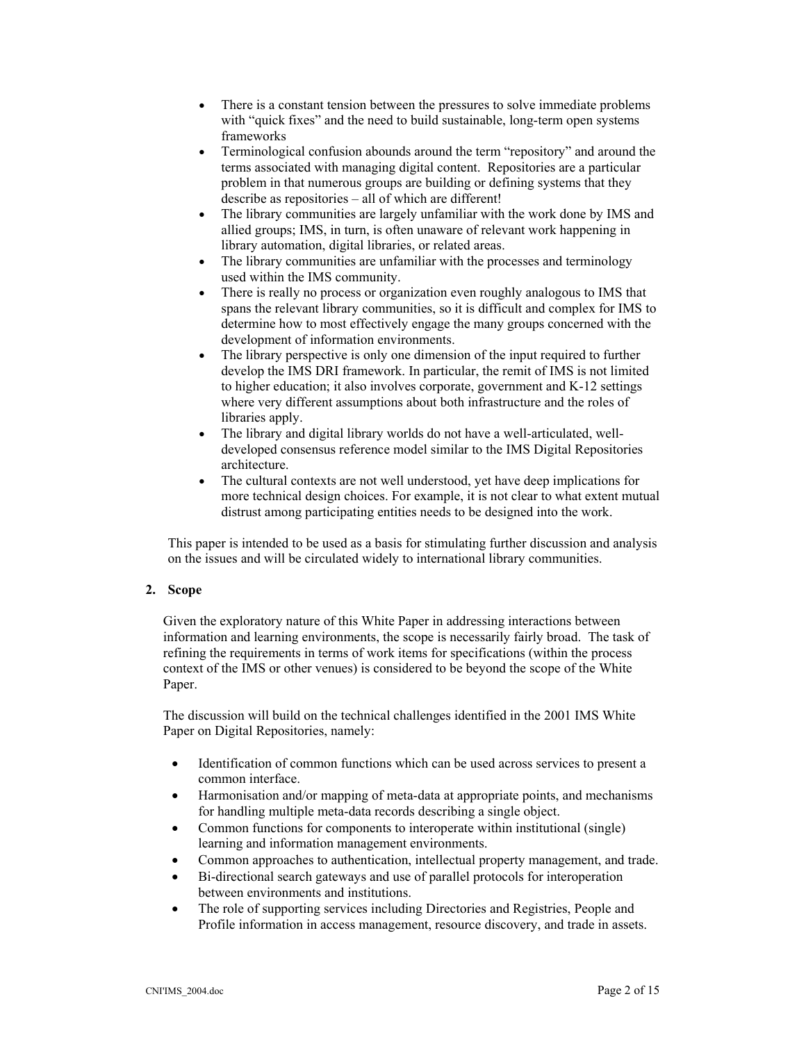- There is a constant tension between the pressures to solve immediate problems with "quick fixes" and the need to build sustainable, long-term open systems frameworks
- Terminological confusion abounds around the term "repository" and around the terms associated with managing digital content. Repositories are a particular problem in that numerous groups are building or defining systems that they describe as repositories – all of which are different!
- The library communities are largely unfamiliar with the work done by IMS and allied groups; IMS, in turn, is often unaware of relevant work happening in library automation, digital libraries, or related areas.
- The library communities are unfamiliar with the processes and terminology used within the IMS community.
- There is really no process or organization even roughly analogous to IMS that spans the relevant library communities, so it is difficult and complex for IMS to determine how to most effectively engage the many groups concerned with the development of information environments.
- The library perspective is only one dimension of the input required to further develop the IMS DRI framework. In particular, the remit of IMS is not limited to higher education; it also involves corporate, government and K-12 settings where very different assumptions about both infrastructure and the roles of libraries apply.
- The library and digital library worlds do not have a well-articulated, well-developed consensus reference model similar to the IMS Digital Repositories architecture.
- The cultural contexts are not well understood, yet have deep implications for more technical design choices. For example, it is not clear to what extent mutual distrust among participating entities needs to be designed into the work.

This paper is intended to be used as a basis for stimulating further discussion and analysis on the issues and will be circulated widely to international library communities.

## 2. Scope

Given the exploratory nature of this White Paper in addressing interactions between information and learning environments, the scope is necessarily fairly broad. The task of refining the requirements in terms of work items for specifications (within the process context of the IMS or other venues) is considered to be beyond the scope of the White Paper.

The discussion will build on the technical challenges identified in the 2001 IMS White Paper on Digital Repositories, namely:

- Identification of common functions which can be used across services to present a common interface.
- Harmonisation and/or mapping of meta-data at appropriate points, and mechanisms for handling multiple meta-data records describing a single object.
- Common functions for components to interoperate within institutional (single) learning and information management environments.
- Common approaches to authentication, intellectual property management, and trade.
- Bi-directional search gateways and use of parallel protocols for interoperation between environments and institutions.
- The role of supporting services including Directories and Registries, People and Profile information in access management, resource discovery, and trade in assets.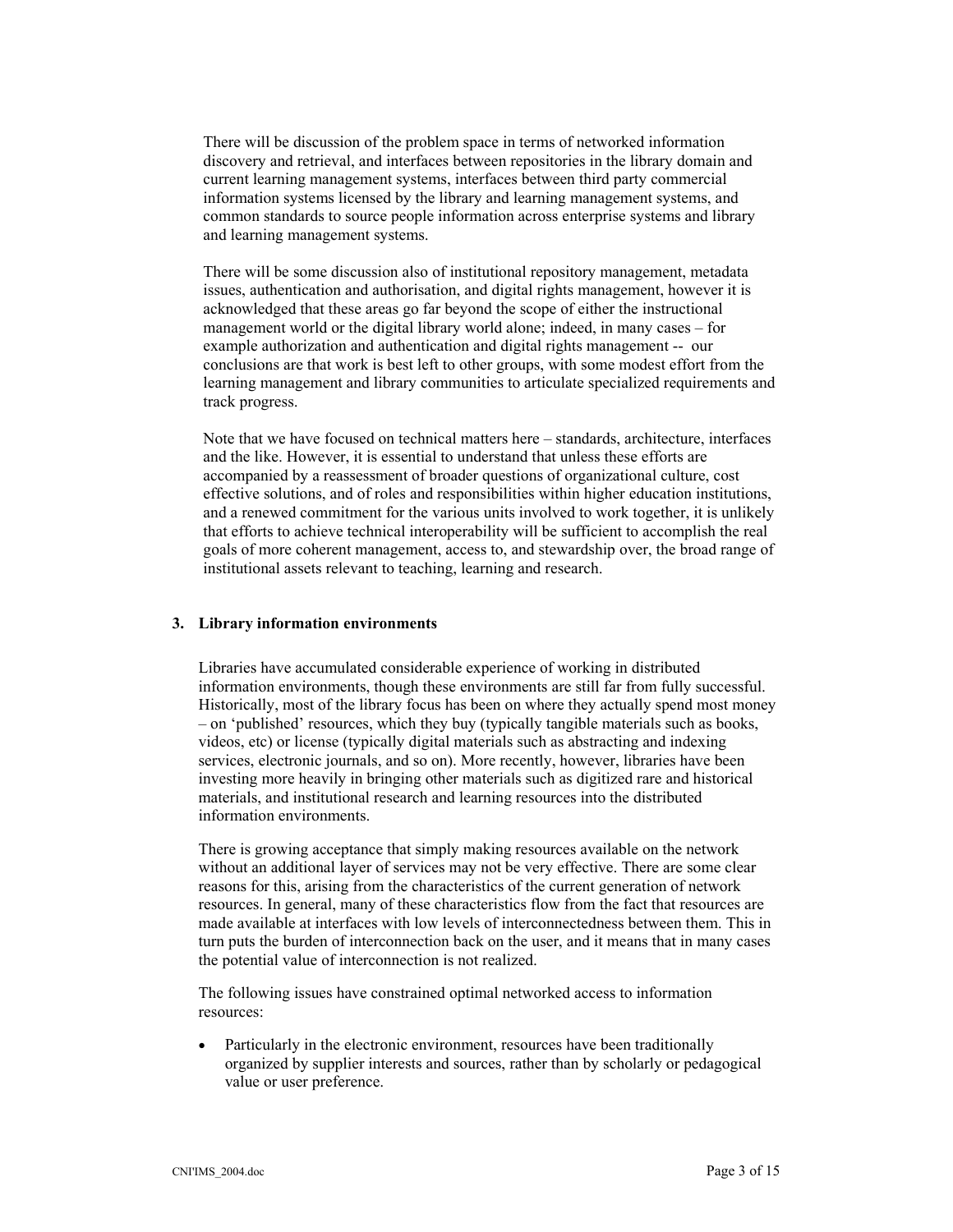There will be discussion of the problem space in terms of networked information discovery and retrieval, and interfaces between repositories in the library domain and current learning management systems, interfaces between third party commercial information systems licensed by the library and learning management systems, and common standards to source people information across enterprise systems and library and learning management systems.

There will be some discussion also of institutional repository management, metadata issues, authentication and authorisation, and digital rights management, however it is acknowledged that these areas go far beyond the scope of either the instructional management world or the digital library world alone; indeed, in many cases – for example authorization and authentication and digital rights management -- our conclusions are that work is best left to other groups, with some modest effort from the learning management and library communities to articulate specialized requirements and track progress.

Note that we have focused on technical matters here – standards, architecture, interfaces and the like. However, it is essential to understand that unless these efforts are accompanied by a reassessment of broader questions of organizational culture, cost effective solutions, and of roles and responsibilities within higher education institutions, and a renewed commitment for the various units involved to work together, it is unlikely that efforts to achieve technical interoperability will be sufficient to accomplish the real goals of more coherent management, access to, and stewardship over, the broad range of institutional assets relevant to teaching, learning and research.

## 3. Library information environments

Libraries have accumulated considerable experience of working in distributed information environments, though these environments are still far from fully successful. Historically, most of the library focus has been on where they actually spend most money – on 'published' resources, which they buy (typically tangible materials such as books, videos, etc) or license (typically digital materials such as abstracting and indexing services, electronic journals, and so on). More recently, however, libraries have been investing more heavily in bringing other materials such as digitized rare and historical materials, and institutional research and learning resources into the distributed information environments.

There is growing acceptance that simply making resources available on the network without an additional layer of services may not be very effective. There are some clear reasons for this, arising from the characteristics of the current generation of network resources. In general, many of these characteristics flow from the fact that resources are made available at interfaces with low levels of interconnectedness between them. This in turn puts the burden of interconnection back on the user, and it means that in many cases the potential value of interconnection is not realized.

The following issues have constrained optimal networked access to information resources:

- Particularly in the electronic environment, resources have been traditionally organized by supplier interests and sources, rather than by scholarly or pedagogical value or user preference.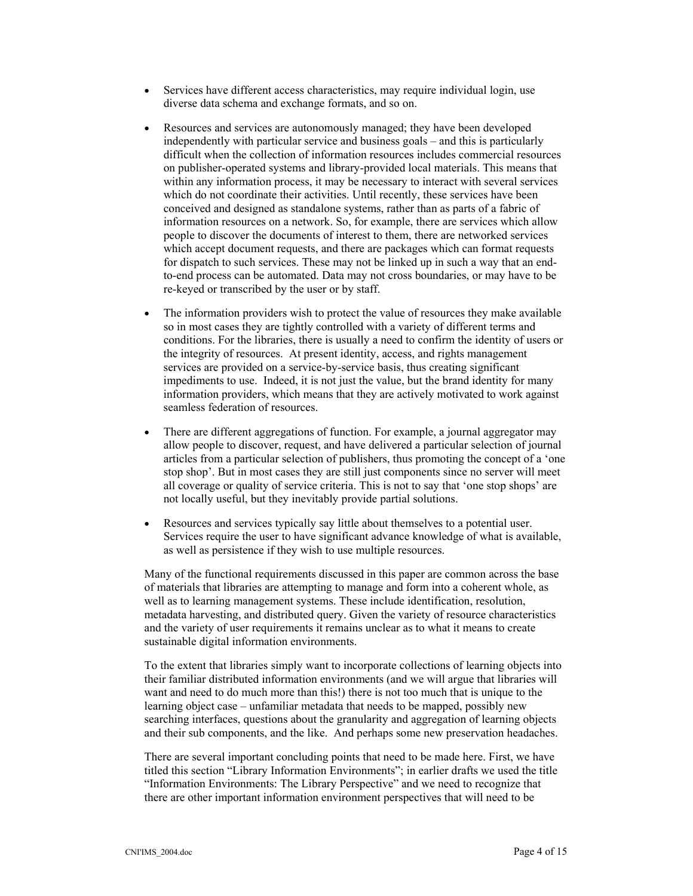- Services have different access characteristics, may require individual login, use diverse data schema and exchange formats, and so on.

- Resources and services are autonomously managed; they have been developed independently with particular service and business goals – and this is particularly difficult when the collection of information resources includes commercial resources on publisher-operated systems and library-provided local materials. This means that within any information process, it may be necessary to interact with several services which do not coordinate their activities. Until recently, these services have been conceived and designed as standalone systems, rather than as parts of a fabric of information resources on a network. So, for example, there are services which allow people to discover the documents of interest to them, there are networked services which accept document requests, and there are packages which can format requests for dispatch to such services. These may not be linked up in such a way that an end-to-end process can be automated. Data may not cross boundaries, or may have to be re-keyed or transcribed by the user or by staff.

- The information providers wish to protect the value of resources they make available so in most cases they are tightly controlled with a variety of different terms and conditions. For the libraries, there is usually a need to confirm the identity of users or the integrity of resources. At present identity, access, and rights management services are provided on a service-by-service basis, thus creating significant impediments to use. Indeed, it is not just the value, but the brand identity for many information providers, which means that they are actively motivated to work against seamless federation of resources.

- There are different aggregations of function. For example, a journal aggregator may allow people to discover, request, and have delivered a particular selection of journal articles from a particular selection of publishers, thus promoting the concept of a 'one stop shop'. But in most cases they are still just components since no server will meet all coverage or quality of service criteria. This is not to say that 'one stop shops' are not locally useful, but they inevitably provide partial solutions.

- Resources and services typically say little about themselves to a potential user. Services require the user to have significant advance knowledge of what is available, as well as persistence if they wish to use multiple resources.

Many of the functional requirements discussed in this paper are common across the base of materials that libraries are attempting to manage and form into a coherent whole, as well as to learning management systems. These include identification, resolution, metadata harvesting, and distributed query. Given the variety of resource characteristics and the variety of user requirements it remains unclear as to what it means to create sustainable digital information environments.

To the extent that libraries simply want to incorporate collections of learning objects into their familiar distributed information environments (and we will argue that libraries will want and need to do much more than this!) there is not too much that is unique to the learning object case – unfamiliar metadata that needs to be mapped, possibly new searching interfaces, questions about the granularity and aggregation of learning objects and their sub components, and the like. And perhaps some new preservation headaches.

There are several important concluding points that need to be made here. First, we have titled this section "Library Information Environments"; in earlier drafts we used the title "Information Environments: The Library Perspective" and we need to recognize that there are other important information environment perspectives that will need to be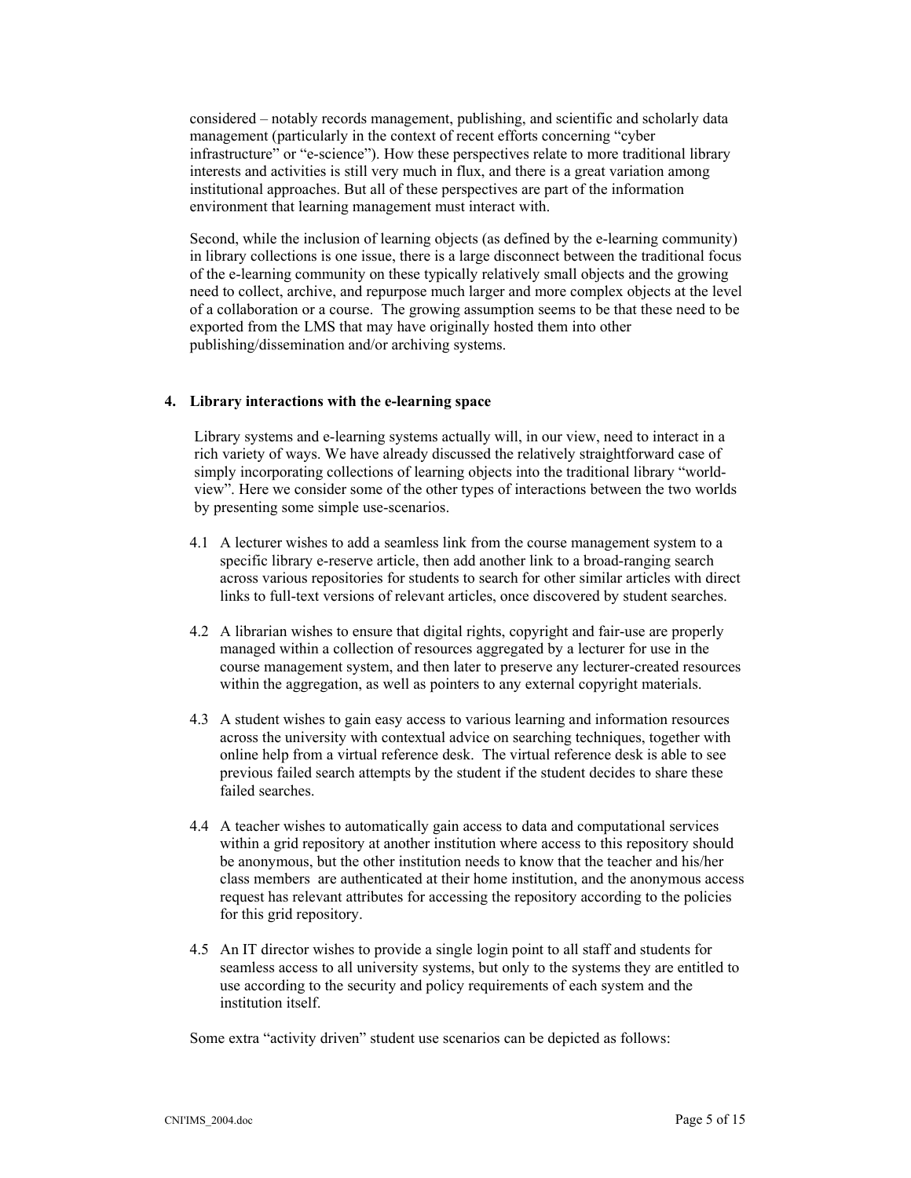considered – notably records management, publishing, and scientific and scholarly data management (particularly in the context of recent efforts concerning "cyber infrastructure" or "e-science"). How these perspectives relate to more traditional library interests and activities is still very much in flux, and there is a great variation among institutional approaches. But all of these perspectives are part of the information environment that learning management must interact with.

Second, while the inclusion of learning objects (as defined by the e-learning community) in library collections is one issue, there is a large disconnect between the traditional focus of the e-learning community on these typically relatively small objects and the growing need to collect, archive, and repurpose much larger and more complex objects at the level of a collaboration or a course. The growing assumption seems to be that these need to be exported from the LMS that may have originally hosted them into other publishing/dissemination and/or archiving systems.

## 4. Library interactions with the e-learning space

Library systems and e-learning systems actually will, in our view, need to interact in a rich variety of ways. We have already discussed the relatively straightforward case of simply incorporating collections of learning objects into the traditional library "world-view". Here we consider some of the other types of interactions between the two worlds by presenting some simple use-scenarios.

4.1 A lecturer wishes to add a seamless link from the course management system to a specific library e-reserve article, then add another link to a broad-ranging search across various repositories for students to search for other similar articles with direct links to full-text versions of relevant articles, once discovered by student searches.

4.2 A librarian wishes to ensure that digital rights, copyright and fair-use are properly managed within a collection of resources aggregated by a lecturer for use in the course management system, and then later to preserve any lecturer-created resources within the aggregation, as well as pointers to any external copyright materials.

4.3 A student wishes to gain easy access to various learning and information resources across the university with contextual advice on searching techniques, together with online help from a virtual reference desk. The virtual reference desk is able to see previous failed search attempts by the student if the student decides to share these failed searches.

4.4 A teacher wishes to automatically gain access to data and computational services within a grid repository at another institution where access to this repository should be anonymous, but the other institution needs to know that the teacher and his/her class members are authenticated at their home institution, and the anonymous access request has relevant attributes for accessing the repository according to the policies for this grid repository.

4.5 An IT director wishes to provide a single login point to all staff and students for seamless access to all university systems, but only to the systems they are entitled to use according to the security and policy requirements of each system and the institution itself.

Some extra "activity driven" student use scenarios can be depicted as follows: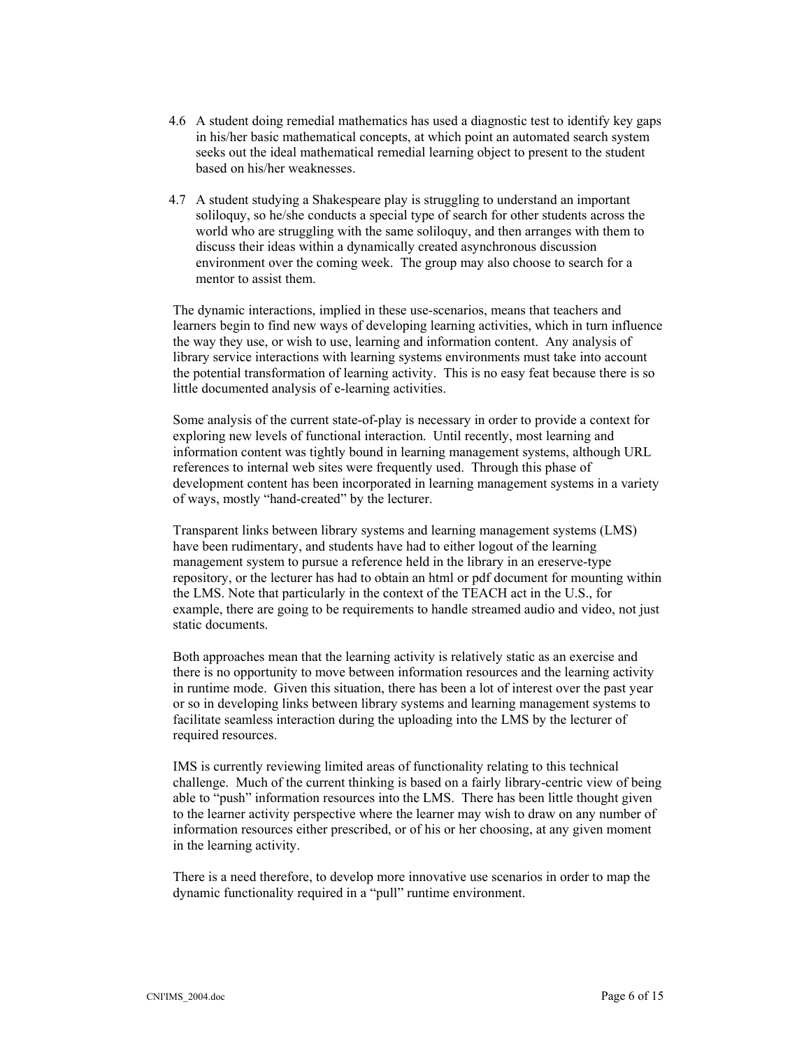4.6 A student doing remedial mathematics has used a diagnostic test to identify key gaps in his/her basic mathematical concepts, at which point an automated search system seeks out the ideal mathematical remedial learning object to present to the student based on his/her weaknesses.

4.7 A student studying a Shakespeare play is struggling to understand an important soliloquy, so he/she conducts a special type of search for other students across the world who are struggling with the same soliloquy, and then arranges with them to discuss their ideas within a dynamically created asynchronous discussion environment over the coming week. The group may also choose to search for a mentor to assist them.

The dynamic interactions, implied in these use-scenarios, means that teachers and learners begin to find new ways of developing learning activities, which in turn influence the way they use, or wish to use, learning and information content. Any analysis of library service interactions with learning systems environments must take into account the potential transformation of learning activity. This is no easy feat because there is so little documented analysis of e-learning activities.

Some analysis of the current state-of-play is necessary in order to provide a context for exploring new levels of functional interaction. Until recently, most learning and information content was tightly bound in learning management systems, although URL references to internal web sites were frequently used. Through this phase of development content has been incorporated in learning management systems in a variety of ways, mostly "hand-created" by the lecturer.

Transparent links between library systems and learning management systems (LMS) have been rudimentary, and students have had to either logout of the learning management system to pursue a reference held in the library in an ereserve-type repository, or the lecturer has had to obtain an html or pdf document for mounting within the LMS. Note that particularly in the context of the TEACH act in the U.S., for example, there are going to be requirements to handle streamed audio and video, not just static documents.

Both approaches mean that the learning activity is relatively static as an exercise and there is no opportunity to move between information resources and the learning activity in runtime mode. Given this situation, there has been a lot of interest over the past year or so in developing links between library systems and learning management systems to facilitate seamless interaction during the uploading into the LMS by the lecturer of required resources.

IMS is currently reviewing limited areas of functionality relating to this technical challenge. Much of the current thinking is based on a fairly library-centric view of being able to "push" information resources into the LMS. There has been little thought given to the learner activity perspective where the learner may wish to draw on any number of information resources either prescribed, or of his or her choosing, at any given moment in the learning activity.

There is a need therefore, to develop more innovative use scenarios in order to map the dynamic functionality required in a "pull" runtime environment.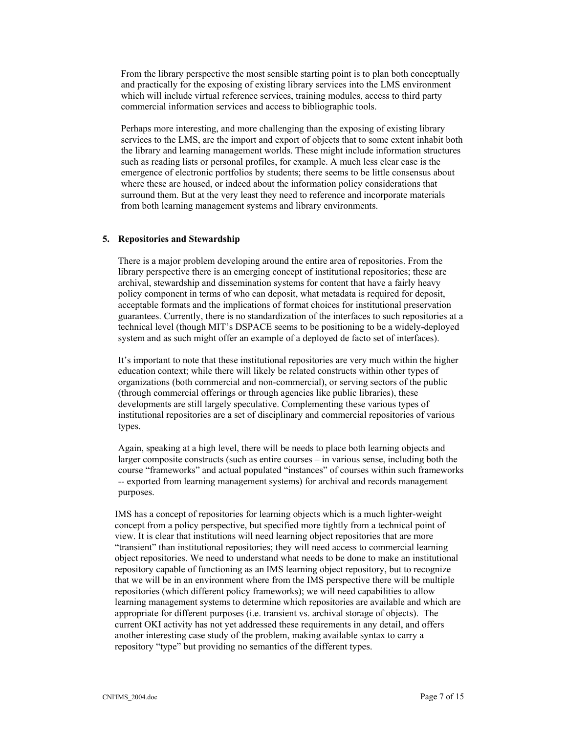From the library perspective the most sensible starting point is to plan both conceptually and practically for the exposing of existing library services into the LMS environment which will include virtual reference services, training modules, access to third party commercial information services and access to bibliographic tools.

Perhaps more interesting, and more challenging than the exposing of existing library services to the LMS, are the import and export of objects that to some extent inhabit both the library and learning management worlds. These might include information structures such as reading lists or personal profiles, for example. A much less clear case is the emergence of electronic portfolios by students; there seems to be little consensus about where these are housed, or indeed about the information policy considerations that surround them. But at the very least they need to reference and incorporate materials from both learning management systems and library environments.

## 5. Repositories and Stewardship

There is a major problem developing around the entire area of repositories. From the library perspective there is an emerging concept of institutional repositories; these are archival, stewardship and dissemination systems for content that have a fairly heavy policy component in terms of who can deposit, what metadata is required for deposit, acceptable formats and the implications of format choices for institutional preservation guarantees. Currently, there is no standardization of the interfaces to such repositories at a technical level (though MIT's DSPACE seems to be positioning to be a widely-deployed system and as such might offer an example of a deployed de facto set of interfaces).

It's important to note that these institutional repositories are very much within the higher education context; while there will likely be related constructs within other types of organizations (both commercial and non-commercial), or serving sectors of the public (through commercial offerings or through agencies like public libraries), these developments are still largely speculative. Complementing these various types of institutional repositories are a set of disciplinary and commercial repositories of various types.

Again, speaking at a high level, there will be needs to place both learning objects and larger composite constructs (such as entire courses – in various sense, including both the course "frameworks" and actual populated "instances" of courses within such frameworks -- exported from learning management systems) for archival and records management purposes.

IMS has a concept of repositories for learning objects which is a much lighter-weight concept from a policy perspective, but specified more tightly from a technical point of view. It is clear that institutions will need learning object repositories that are more "transient" than institutional repositories; they will need access to commercial learning object repositories. We need to understand what needs to be done to make an institutional repository capable of functioning as an IMS learning object repository, but to recognize that we will be in an environment where from the IMS perspective there will be multiple repositories (which different policy frameworks); we will need capabilities to allow learning management systems to determine which repositories are available and which are appropriate for different purposes (i.e. transient vs. archival storage of objects). The current OKI activity has not yet addressed these requirements in any detail, and offers another interesting case study of the problem, making available syntax to carry a repository "type" but providing no semantics of the different types.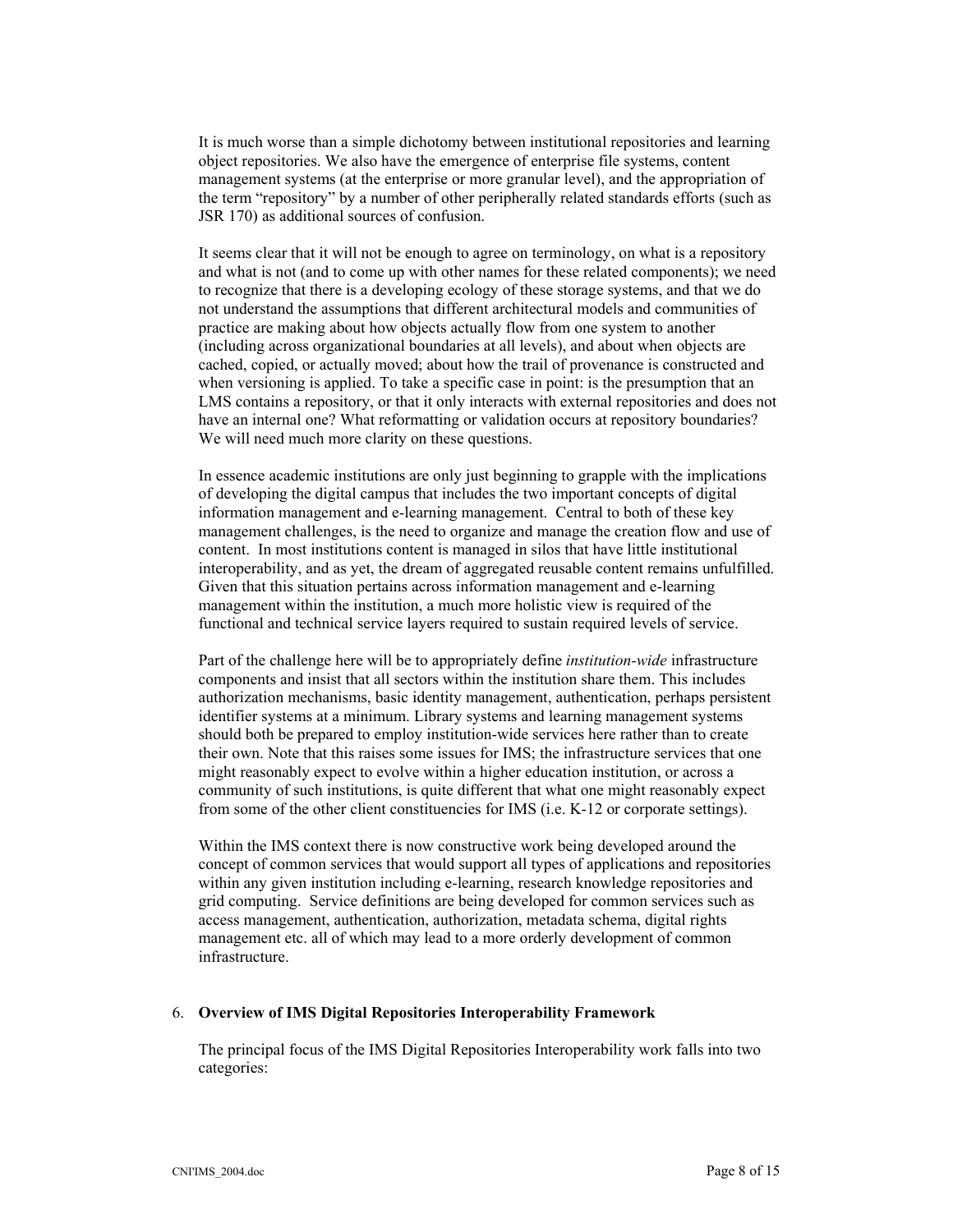It is much worse than a simple dichotomy between institutional repositories and learning object repositories. We also have the emergence of enterprise file systems, content management systems (at the enterprise or more granular level), and the appropriation of the term "repository" by a number of other peripherally related standards efforts (such as JSR 170) as additional sources of confusion.

It seems clear that it will not be enough to agree on terminology, on what is a repository and what is not (and to come up with other names for these related components); we need to recognize that there is a developing ecology of these storage systems, and that we do not understand the assumptions that different architectural models and communities of practice are making about how objects actually flow from one system to another (including across organizational boundaries at all levels), and about when objects are cached, copied, or actually moved; about how the trail of provenance is constructed and when versioning is applied. To take a specific case in point: is the presumption that an LMS contains a repository, or that it only interacts with external repositories and does not have an internal one? What reformatting or validation occurs at repository boundaries? We will need much more clarity on these questions.

In essence academic institutions are only just beginning to grapple with the implications of developing the digital campus that includes the two important concepts of digital information management and e-learning management. Central to both of these key management challenges, is the need to organize and manage the creation flow and use of content. In most institutions content is managed in silos that have little institutional interoperability, and as yet, the dream of aggregated reusable content remains unfulfilled. Given that this situation pertains across information management and e-learning management within the institution, a much more holistic view is required of the functional and technical service layers required to sustain required levels of service.

Part of the challenge here will be to appropriately define *institution-wide* infrastructure components and insist that all sectors within the institution share them. This includes authorization mechanisms, basic identity management, authentication, perhaps persistent identifier systems at a minimum. Library systems and learning management systems should both be prepared to employ institution-wide services here rather than to create their own. Note that this raises some issues for IMS; the infrastructure services that one might reasonably expect to evolve within a higher education institution, or across a community of such institutions, is quite different that what one might reasonably expect from some of the other client constituencies for IMS (i.e. K-12 or corporate settings).

Within the IMS context there is now constructive work being developed around the concept of common services that would support all types of applications and repositories within any given institution including e-learning, research knowledge repositories and grid computing. Service definitions are being developed for common services such as access management, authentication, authorization, metadata schema, digital rights management etc. all of which may lead to a more orderly development of common infrastructure.

## 6. **Overview of IMS Digital Repositories Interoperability Framework**

The principal focus of the IMS Digital Repositories Interoperability work falls into two categories: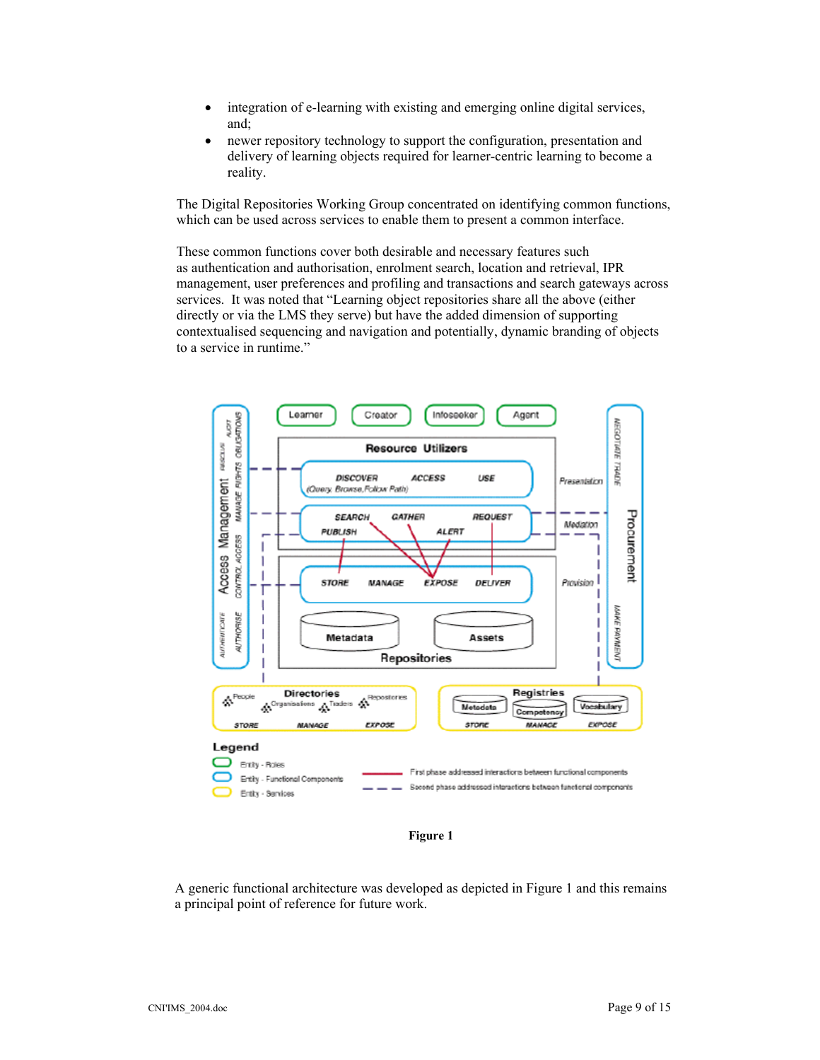- integration of e-learning with existing and emerging online digital services, and;
- newer repository technology to support the configuration, presentation and delivery of learning objects required for learner-centric learning to become a reality.

The Digital Repositories Working Group concentrated on identifying common functions, which can be used across services to enable them to present a common interface.

These common functions cover both desirable and necessary features such as authentication and authorisation, enrolment search, location and retrieval, IPR management, user preferences and profiling and transactions and search gateways across services. It was noted that "Learning object repositories share all the above (either directly or via the LMS they serve) but have the added dimension of supporting contextualised sequencing and navigation and potentially, dynamic branding of objects to a service in runtime."

**Figure 1**

A generic functional architecture was developed as depicted in Figure 1 and this remains a principal point of reference for future work.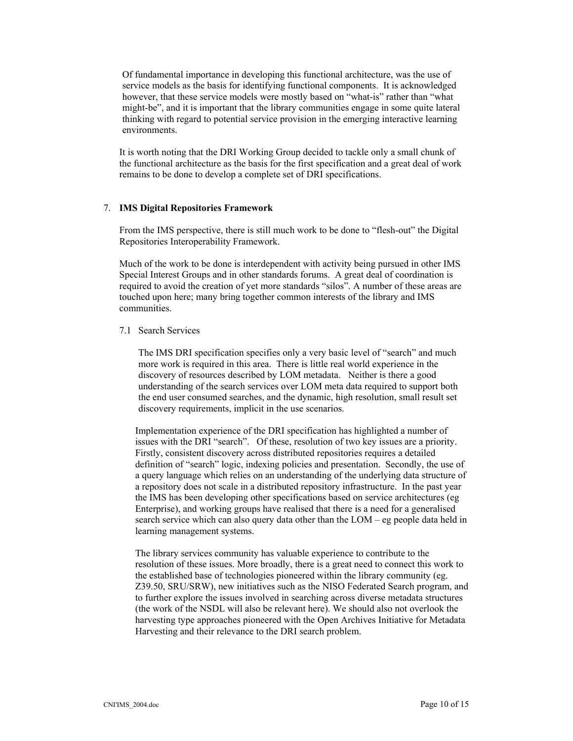Of fundamental importance in developing this functional architecture, was the use of service models as the basis for identifying functional components. It is acknowledged however, that these service models were mostly based on "what-is" rather than "what might-be", and it is important that the library communities engage in some quite lateral thinking with regard to potential service provision in the emerging interactive learning environments.

It is worth noting that the DRI Working Group decided to tackle only a small chunk of the functional architecture as the basis for the first specification and a great deal of work remains to be done to develop a complete set of DRI specifications.

## 7. IMS Digital Repositories Framework

From the IMS perspective, there is still much work to be done to "flesh-out" the Digital Repositories Interoperability Framework.

Much of the work to be done is interdependent with activity being pursued in other IMS Special Interest Groups and in other standards forums. A great deal of coordination is required to avoid the creation of yet more standards "silos". A number of these areas are touched upon here; many bring together common interests of the library and IMS communities.

### 7.1 Search Services

The IMS DRI specification specifies only a very basic level of "search" and much more work is required in this area. There is little real world experience in the discovery of resources described by LOM metadata. Neither is there a good understanding of the search services over LOM meta data required to support both the end user consumed searches, and the dynamic, high resolution, small result set discovery requirements, implicit in the use scenarios.

Implementation experience of the DRI specification has highlighted a number of issues with the DRI "search". Of these, resolution of two key issues are a priority. Firstly, consistent discovery across distributed repositories requires a detailed definition of "search" logic, indexing policies and presentation. Secondly, the use of a query language which relies on an understanding of the underlying data structure of a repository does not scale in a distributed repository infrastructure. In the past year the IMS has been developing other specifications based on service architectures (eg Enterprise), and working groups have realised that there is a need for a generalised search service which can also query data other than the LOM – eg people data held in learning management systems.

The library services community has valuable experience to contribute to the resolution of these issues. More broadly, there is a great need to connect this work to the established base of technologies pioneered within the library community (eg. Z39.50, SRU/SRW), new initiatives such as the NISO Federated Search program, and to further explore the issues involved in searching across diverse metadata structures (the work of the NSDL will also be relevant here). We should also not overlook the harvesting type approaches pioneered with the Open Archives Initiative for Metadata Harvesting and their relevance to the DRI search problem.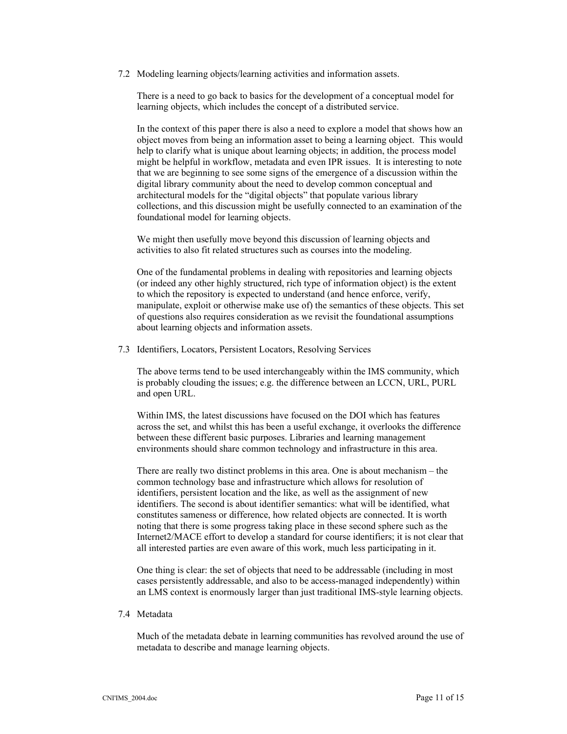### 7.2 Modeling learning objects/learning activities and information assets.

There is a need to go back to basics for the development of a conceptual model for learning objects, which includes the concept of a distributed service.

In the context of this paper there is also a need to explore a model that shows how an object moves from being an information asset to being a learning object. This would help to clarify what is unique about learning objects; in addition, the process model might be helpful in workflow, metadata and even IPR issues. It is interesting to note that we are beginning to see some signs of the emergence of a discussion within the digital library community about the need to develop common conceptual and architectural models for the "digital objects" that populate various library collections, and this discussion might be usefully connected to an examination of the foundational model for learning objects.

We might then usefully move beyond this discussion of learning objects and activities to also fit related structures such as courses into the modeling.

One of the fundamental problems in dealing with repositories and learning objects (or indeed any other highly structured, rich type of information object) is the extent to which the repository is expected to understand (and hence enforce, verify, manipulate, exploit or otherwise make use of) the semantics of these objects. This set of questions also requires consideration as we revisit the foundational assumptions about learning objects and information assets.

### 7.3 Identifiers, Locators, Persistent Locators, Resolving Services

The above terms tend to be used interchangeably within the IMS community, which is probably clouding the issues; e.g. the difference between an LCCN, URL, PURL and open URL.

Within IMS, the latest discussions have focused on the DOI which has features across the set, and whilst this has been a useful exchange, it overlooks the difference between these different basic purposes. Libraries and learning management environments should share common technology and infrastructure in this area.

There are really two distinct problems in this area. One is about mechanism – the common technology base and infrastructure which allows for resolution of identifiers, persistent location and the like, as well as the assignment of new identifiers. The second is about identifier semantics: what will be identified, what constitutes sameness or difference, how related objects are connected. It is worth noting that there is some progress taking place in these second sphere such as the Internet2/MACE effort to develop a standard for course identifiers; it is not clear that all interested parties are even aware of this work, much less participating in it.

One thing is clear: the set of objects that need to be addressable (including in most cases persistently addressable, and also to be access-managed independently) within an LMS context is enormously larger than just traditional IMS-style learning objects.

### 7.4 Metadata

Much of the metadata debate in learning communities has revolved around the use of metadata to describe and manage learning objects.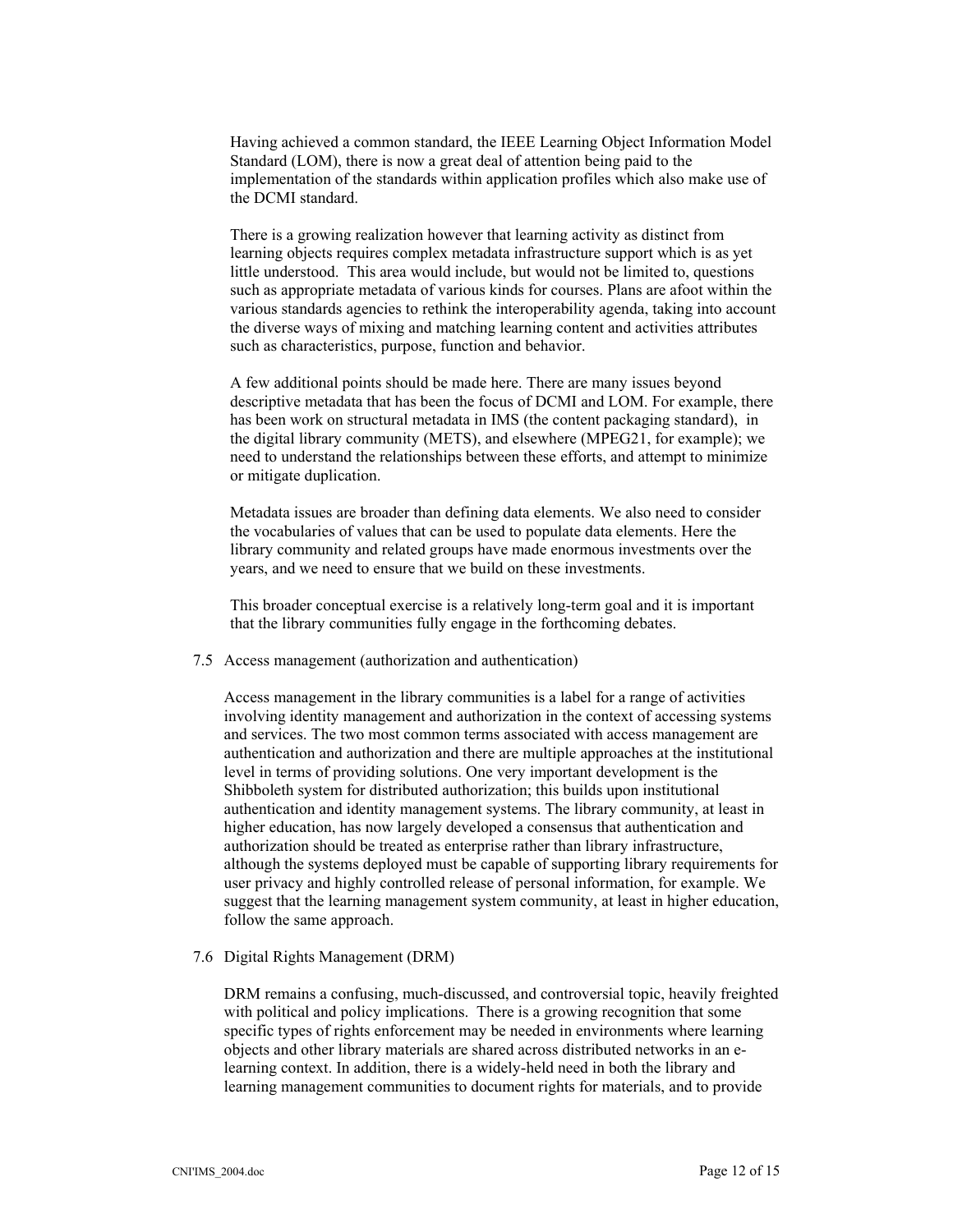Having achieved a common standard, the IEEE Learning Object Information Model Standard (LOM), there is now a great deal of attention being paid to the implementation of the standards within application profiles which also make use of the DCMI standard.

There is a growing realization however that learning activity as distinct from learning objects requires complex metadata infrastructure support which is as yet little understood. This area would include, but would not be limited to, questions such as appropriate metadata of various kinds for courses. Plans are afoot within the various standards agencies to rethink the interoperability agenda, taking into account the diverse ways of mixing and matching learning content and activities attributes such as characteristics, purpose, function and behavior.

A few additional points should be made here. There are many issues beyond descriptive metadata that has been the focus of DCMI and LOM. For example, there has been work on structural metadata in IMS (the content packaging standard), in the digital library community (METS), and elsewhere (MPEG21, for example); we need to understand the relationships between these efforts, and attempt to minimize or mitigate duplication.

Metadata issues are broader than defining data elements. We also need to consider the vocabularies of values that can be used to populate data elements. Here the library community and related groups have made enormous investments over the years, and we need to ensure that we build on these investments.

This broader conceptual exercise is a relatively long-term goal and it is important that the library communities fully engage in the forthcoming debates.

### 7.5 Access management (authorization and authentication)

Access management in the library communities is a label for a range of activities involving identity management and authorization in the context of accessing systems and services. The two most common terms associated with access management are authentication and authorization and there are multiple approaches at the institutional level in terms of providing solutions. One very important development is the Shibboleth system for distributed authorization; this builds upon institutional authentication and identity management systems. The library community, at least in higher education, has now largely developed a consensus that authentication and authorization should be treated as enterprise rather than library infrastructure, although the systems deployed must be capable of supporting library requirements for user privacy and highly controlled release of personal information, for example. We suggest that the learning management system community, at least in higher education, follow the same approach.

### 7.6 Digital Rights Management (DRM)

DRM remains a confusing, much-discussed, and controversial topic, heavily freighted with political and policy implications. There is a growing recognition that some specific types of rights enforcement may be needed in environments where learning objects and other library materials are shared across distributed networks in an e-learning context. In addition, there is a widely-held need in both the library and learning management communities to document rights for materials, and to provide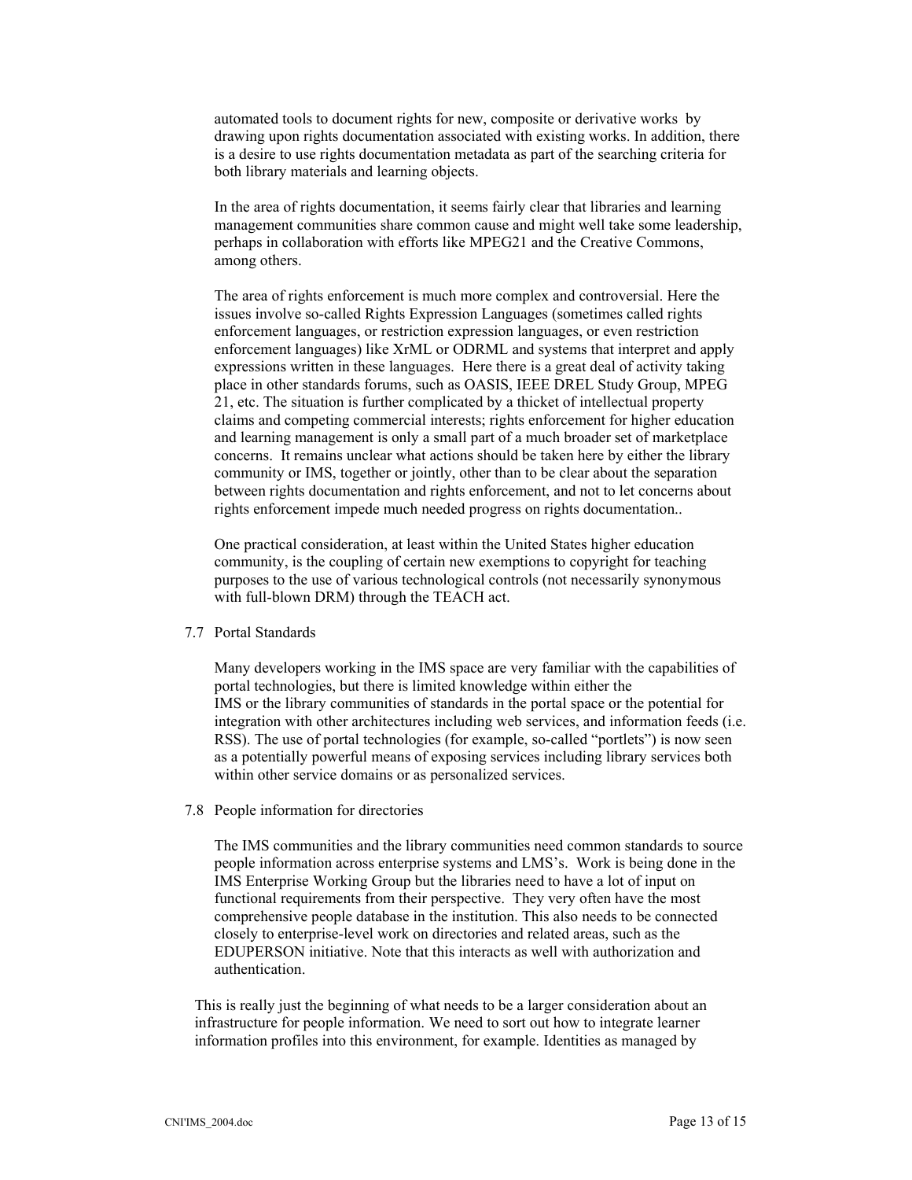automated tools to document rights for new, composite or derivative works by drawing upon rights documentation associated with existing works. In addition, there is a desire to use rights documentation metadata as part of the searching criteria for both library materials and learning objects.

In the area of rights documentation, it seems fairly clear that libraries and learning management communities share common cause and might well take some leadership, perhaps in collaboration with efforts like MPEG21 and the Creative Commons, among others.

The area of rights enforcement is much more complex and controversial. Here the issues involve so-called Rights Expression Languages (sometimes called rights enforcement languages, or restriction expression languages, or even restriction enforcement languages) like XrML or ODRML and systems that interpret and apply expressions written in these languages. Here there is a great deal of activity taking place in other standards forums, such as OASIS, IEEE DREL Study Group, MPEG 21, etc. The situation is further complicated by a thicket of intellectual property claims and competing commercial interests; rights enforcement for higher education and learning management is only a small part of a much broader set of marketplace concerns. It remains unclear what actions should be taken here by either the library community or IMS, together or jointly, other than to be clear about the separation between rights documentation and rights enforcement, and not to let concerns about rights enforcement impede much needed progress on rights documentation..

One practical consideration, at least within the United States higher education community, is the coupling of certain new exemptions to copyright for teaching purposes to the use of various technological controls (not necessarily synonymous with full-blown DRM) through the TEACH act.

## 7.7 Portal Standards

Many developers working in the IMS space are very familiar with the capabilities of portal technologies, but there is limited knowledge within either the IMS or the library communities of standards in the portal space or the potential for integration with other architectures including web services, and information feeds (i.e. RSS). The use of portal technologies (for example, so-called "portlets") is now seen as a potentially powerful means of exposing services including library services both within other service domains or as personalized services.

## 7.8 People information for directories

The IMS communities and the library communities need common standards to source people information across enterprise systems and LMS's. Work is being done in the IMS Enterprise Working Group but the libraries need to have a lot of input on functional requirements from their perspective. They very often have the most comprehensive people database in the institution. This also needs to be connected closely to enterprise-level work on directories and related areas, such as the EDUPERSON initiative. Note that this interacts as well with authorization and authentication.

This is really just the beginning of what needs to be a larger consideration about an infrastructure for people information. We need to sort out how to integrate learner information profiles into this environment, for example. Identities as managed by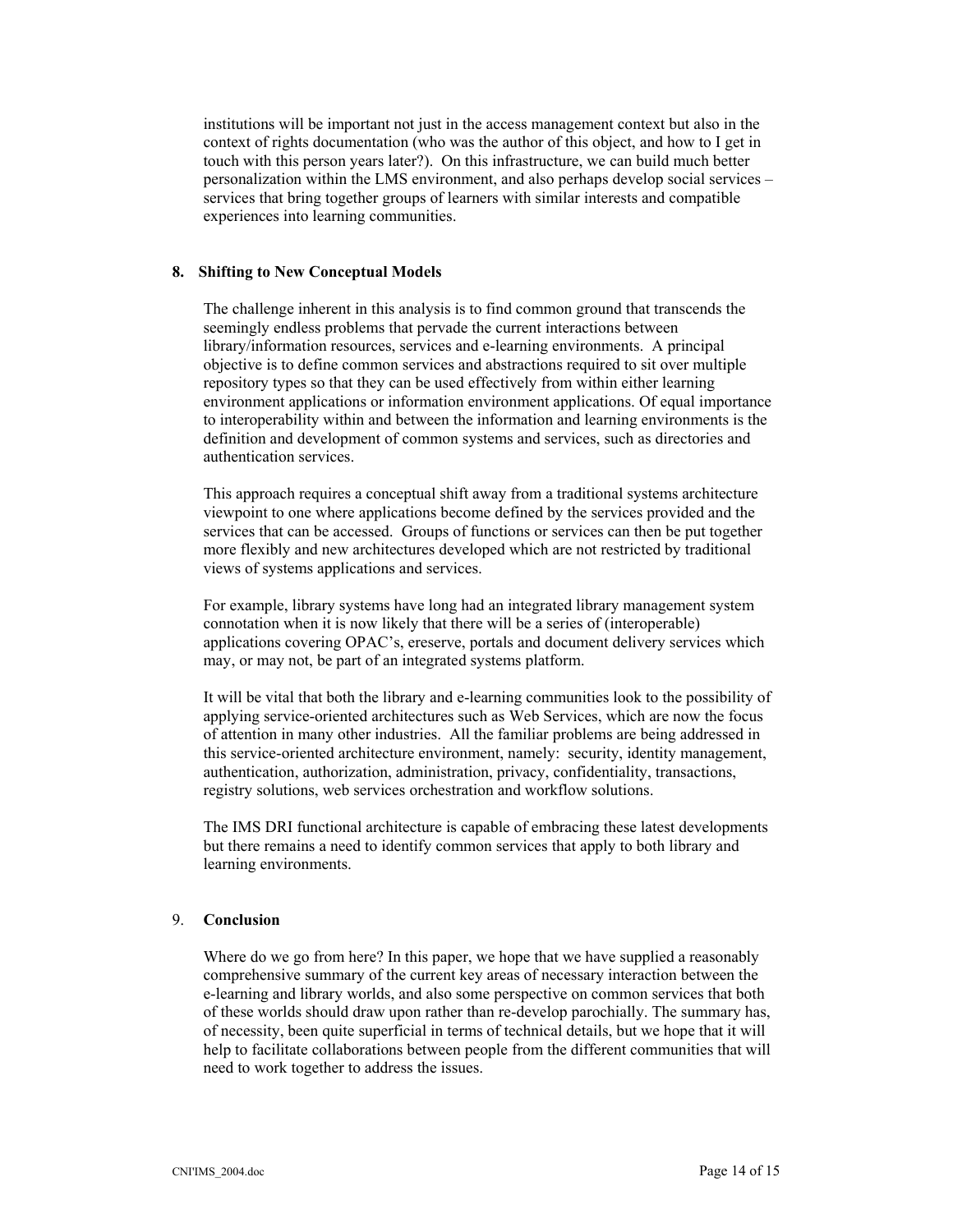institutions will be important not just in the access management context but also in the context of rights documentation (who was the author of this object, and how to I get in touch with this person years later?). On this infrastructure, we can build much better personalization within the LMS environment, and also perhaps develop social services – services that bring together groups of learners with similar interests and compatible experiences into learning communities.

## 8. Shifting to New Conceptual Models

The challenge inherent in this analysis is to find common ground that transcends the seemingly endless problems that pervade the current interactions between library/information resources, services and e-learning environments. A principal objective is to define common services and abstractions required to sit over multiple repository types so that they can be used effectively from within either learning environment applications or information environment applications. Of equal importance to interoperability within and between the information and learning environments is the definition and development of common systems and services, such as directories and authentication services.

This approach requires a conceptual shift away from a traditional systems architecture viewpoint to one where applications become defined by the services provided and the services that can be accessed. Groups of functions or services can then be put together more flexibly and new architectures developed which are not restricted by traditional views of systems applications and services.

For example, library systems have long had an integrated library management system connotation when it is now likely that there will be a series of (interoperable) applications covering OPAC's, ereserve, portals and document delivery services which may, or may not, be part of an integrated systems platform.

It will be vital that both the library and e-learning communities look to the possibility of applying service-oriented architectures such as Web Services, which are now the focus of attention in many other industries. All the familiar problems are being addressed in this service-oriented architecture environment, namely: security, identity management, authentication, authorization, administration, privacy, confidentiality, transactions, registry solutions, web services orchestration and workflow solutions.

The IMS DRI functional architecture is capable of embracing these latest developments but there remains a need to identify common services that apply to both library and learning environments.

## 9. Conclusion

Where do we go from here? In this paper, we hope that we have supplied a reasonably comprehensive summary of the current key areas of necessary interaction between the e-learning and library worlds, and also some perspective on common services that both of these worlds should draw upon rather than re-develop parochially. The summary has, of necessity, been quite superficial in terms of technical details, but we hope that it will help to facilitate collaborations between people from the different communities that will need to work together to address the issues.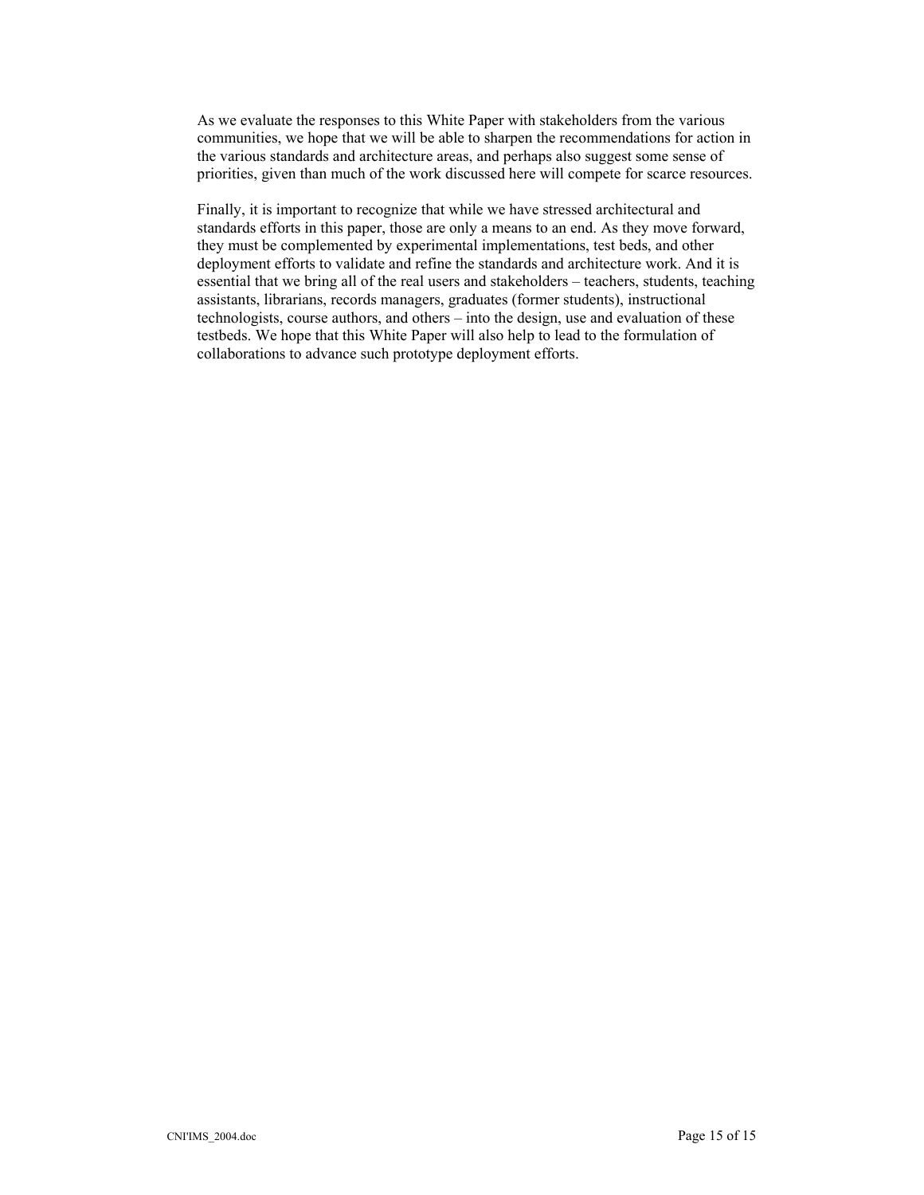As we evaluate the responses to this White Paper with stakeholders from the various communities, we hope that we will be able to sharpen the recommendations for action in the various standards and architecture areas, and perhaps also suggest some sense of priorities, given than much of the work discussed here will compete for scarce resources.

Finally, it is important to recognize that while we have stressed architectural and standards efforts in this paper, those are only a means to an end. As they move forward, they must be complemented by experimental implementations, test beds, and other deployment efforts to validate and refine the standards and architecture work. And it is essential that we bring all of the real users and stakeholders – teachers, students, teaching assistants, librarians, records managers, graduates (former students), instructional technologists, course authors, and others – into the design, use and evaluation of these testbeds. We hope that this White Paper will also help to lead to the formulation of collaborations to advance such prototype deployment efforts.